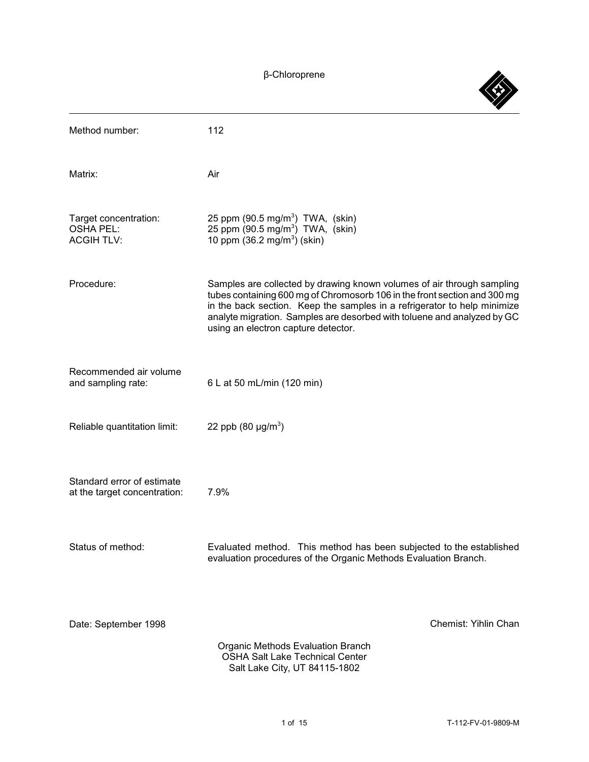# β-Chloroprene

| | |
|---|---|
| Method number: | 112 |
| Matrix: | Air |
| Target concentration: | 25 ppm (90.5 mg/m$^3$) TWA, (skin) |
| OSHA PEL: | 25 ppm (90.5 mg/m$^3$) TWA, (skin) |
| ACGIH TLV: | 10 ppm (36.2 mg/m$^3$) (skin) |
| Procedure: | Samples are collected by drawing known volumes of air through sampling tubes containing 600 mg of Chromosorb 106 in the front section and 300 mg in the back section. Keep the samples in a refrigerator to help minimize analyte migration. Samples are desorbed with toluene and analyzed by GC using an electron capture detector. |
| Recommended air volume and sampling rate: | 6 L at 50 mL/min (120 min) |
| Reliable quantitation limit: | 22 ppb (80 µg/m$^3$) |
| Standard error of estimate at the target concentration: | 7.9% |
| Status of method: | Evaluated method. This method has been subjected to the established evaluation procedures of the Organic Methods Evaluation Branch. |

Date: September 1998

Chemist: Yihlin Chan

Organic Methods Evaluation Branch
OSHA Salt Lake Technical Center
Salt Lake City, UT 84115-1802

T-112-FV-01-9809-M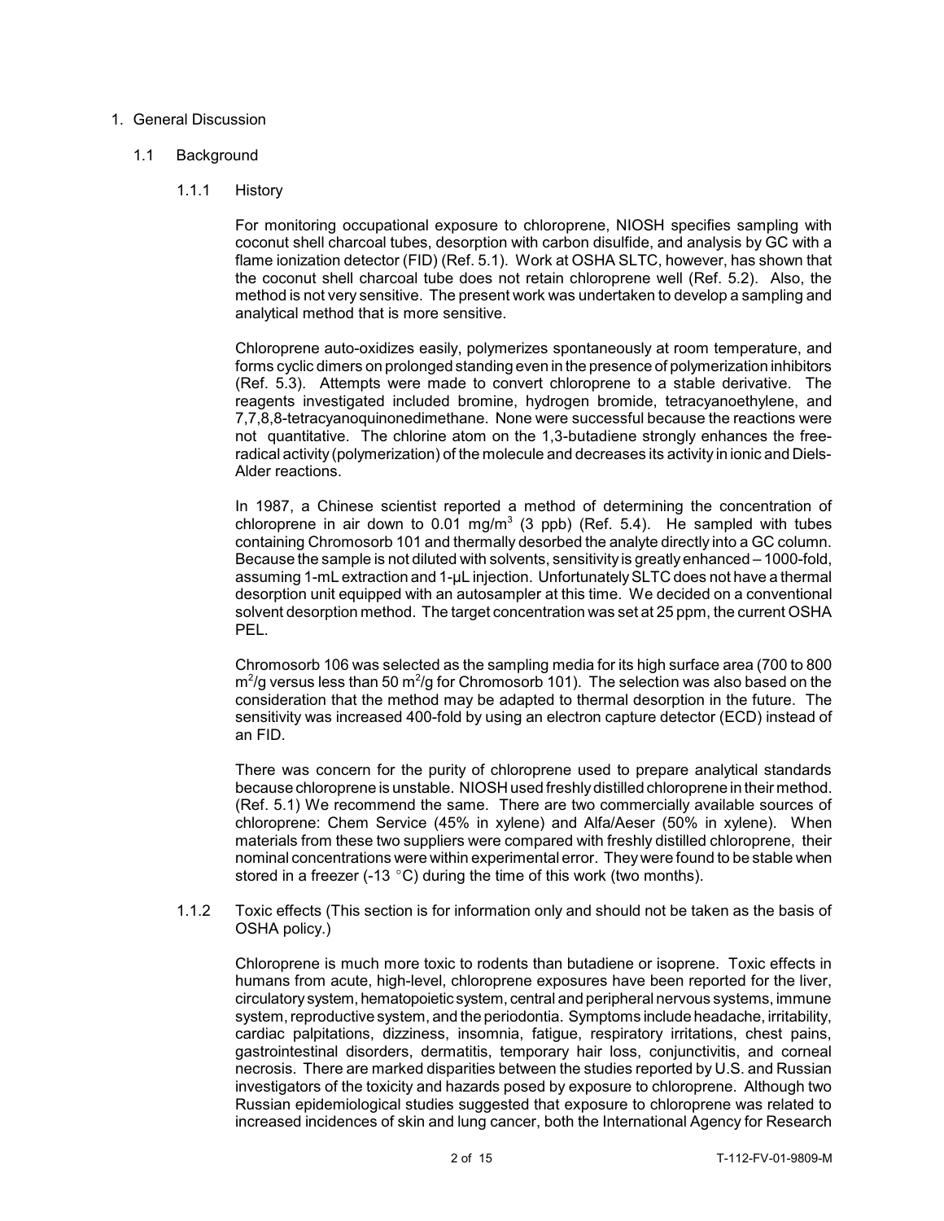# 1. General Discussion

## 1.1 Background

### 1.1.1 History

For monitoring occupational exposure to chloroprene, NIOSH specifies sampling with coconut shell charcoal tubes, desorption with carbon disulfide, and analysis by GC with a flame ionization detector (FID) (Ref. 5.1). Work at OSHA SLTC, however, has shown that the coconut shell charcoal tube does not retain chloroprene well (Ref. 5.2). Also, the method is not very sensitive. The present work was undertaken to develop a sampling and analytical method that is more sensitive.

Chloroprene auto-oxidizes easily, polymerizes spontaneously at room temperature, and forms cyclic dimers on prolonged standing even in the presence of polymerization inhibitors (Ref. 5.3). Attempts were made to convert chloroprene to a stable derivative. The reagents investigated included bromine, hydrogen bromide, tetracyanoethylene, and 7,7,8,8-tetracyanoquinonedimethane. None were successful because the reactions were not quantitative. The chlorine atom on the 1,3-butadiene strongly enhances the free-radical activity (polymerization) of the molecule and decreases its activity in ionic and Diels-Alder reactions.

In 1987, a Chinese scientist reported a method of determining the concentration of chloroprene in air down to 0.01 mg/m$^3$ (3 ppb) (Ref. 5.4). He sampled with tubes containing Chromosorb 101 and thermally desorbed the analyte directly into a GC column. Because the sample is not diluted with solvents, sensitivity is greatly enhanced – 1000-fold, assuming 1-mL extraction and 1-μL injection. Unfortunately SLTC does not have a thermal desorption unit equipped with an autosampler at this time. We decided on a conventional solvent desorption method. The target concentration was set at 25 ppm, the current OSHA PEL.

Chromosorb 106 was selected as the sampling media for its high surface area (700 to 800 m$^2$/g versus less than 50 m$^2$/g for Chromosorb 101). The selection was also based on the consideration that the method may be adapted to thermal desorption in the future. The sensitivity was increased 400-fold by using an electron capture detector (ECD) instead of an FID.

There was concern for the purity of chloroprene used to prepare analytical standards because chloroprene is unstable. NIOSH used freshly distilled chloroprene in their method. (Ref. 5.1) We recommend the same. There are two commercially available sources of chloroprene: Chem Service (45% in xylene) and Alfa/Aeser (50% in xylene). When materials from these two suppliers were compared with freshly distilled chloroprene, their nominal concentrations were within experimental error. They were found to be stable when stored in a freezer (-13 °C) during the time of this work (two months).

### 1.1.2 Toxic effects (This section is for information only and should not be taken as the basis of OSHA policy.)

Chloroprene is much more toxic to rodents than butadiene or isoprene. Toxic effects in humans from acute, high-level, chloroprene exposures have been reported for the liver, circulatory system, hematopoietic system, central and peripheral nervous systems, immune system, reproductive system, and the periodontia. Symptoms include headache, irritability, cardiac palpitations, dizziness, insomnia, fatigue, respiratory irritations, chest pains, gastrointestinal disorders, dermatitis, temporary hair loss, conjunctivitis, and corneal necrosis. There are marked disparities between the studies reported by U.S. and Russian investigators of the toxicity and hazards posed by exposure to chloroprene. Although two Russian epidemiological studies suggested that exposure to chloroprene was related to increased incidences of skin and lung cancer, both the International Agency for Research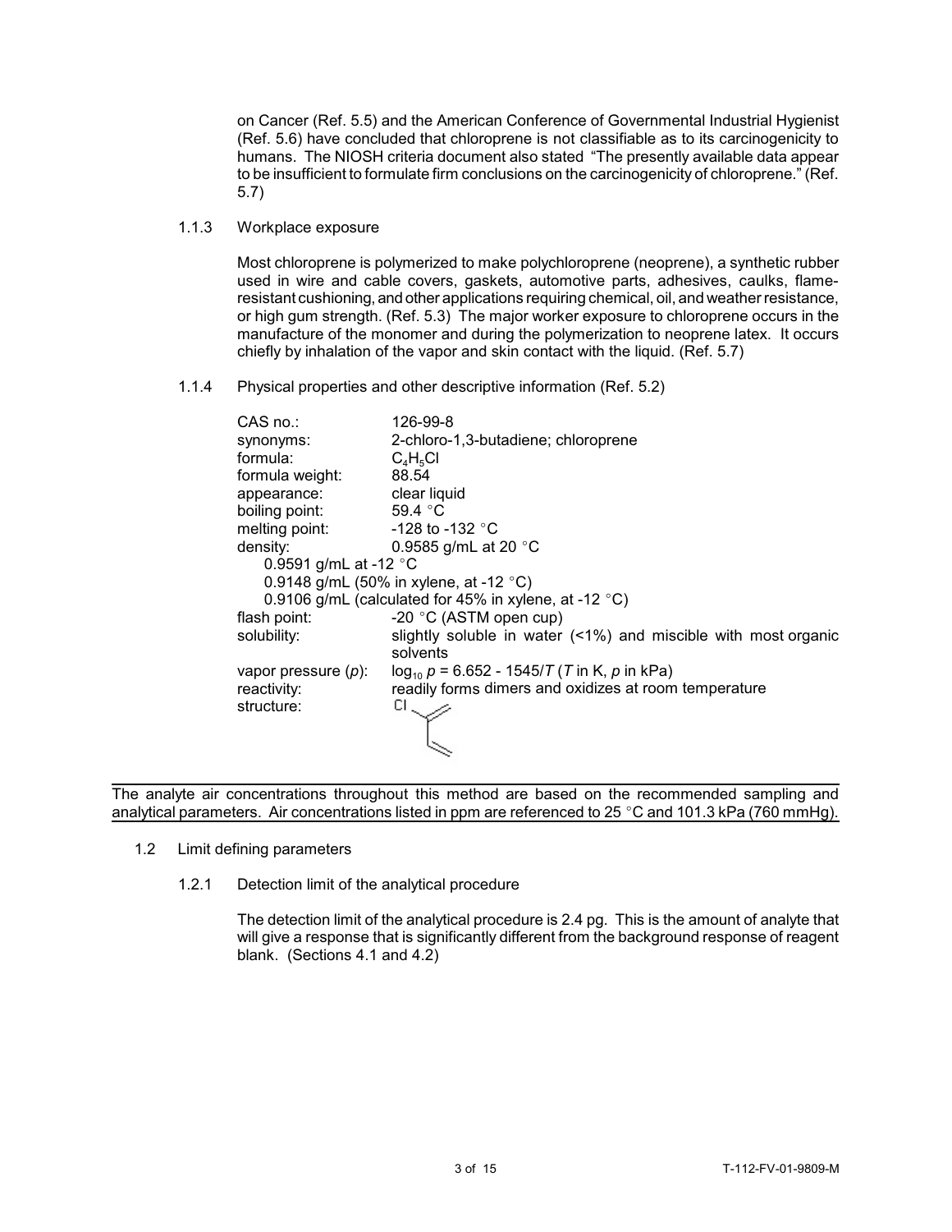on Cancer (Ref. 5.5) and the American Conference of Governmental Industrial Hygienist (Ref. 5.6) have concluded that chloroprene is not classifiable as to its carcinogenicity to humans. The NIOSH criteria document also stated "The presently available data appear to be insufficient to formulate firm conclusions on the carcinogenicity of chloroprene." (Ref. 5.7)

1.1.3 Workplace exposure

Most chloroprene is polymerized to make polychloroprene (neoprene), a synthetic rubber used in wire and cable covers, gaskets, automotive parts, adhesives, caulks, flame-resistant cushioning, and other applications requiring chemical, oil, and weather resistance, or high gum strength. (Ref. 5.3) The major worker exposure to chloroprene occurs in the manufacture of the monomer and during the polymerization to neoprene latex. It occurs chiefly by inhalation of the vapor and skin contact with the liquid. (Ref. 5.7)

1.1.4 Physical properties and other descriptive information (Ref. 5.2)

| | |
|---|---|
| CAS no.: | 126-99-8 |
| synonyms: | 2-chloro-1,3-butadiene; chloroprene |
| formula: | $C_4H_5Cl$ |
| formula weight: | 88.54 |
| appearance: | clear liquid |
| boiling point: | 59.4 °C |
| melting point: | -128 to -132 °C |
| density: | 0.9585 g/mL at 20 °C<br>0.9591 g/mL at -12 °C<br>0.9148 g/mL (50% in xylene, at -12 °C)<br>0.9106 g/mL (calculated for 45% in xylene, at -12 °C) |
| flash point: | -20 °C (ASTM open cup) |
| solubility: | slightly soluble in water (<1%) and miscible with most organic solvents |
| vapor pressure ($p$): | $\log_{10} p = 6.652 - 1545/T$ ($T$ in K, $p$ in kPa) |
| reactivity: | readily forms dimers and oxidizes at room temperature |
| structure: | Cl |

The analyte air concentrations throughout this method are based on the recommended sampling and analytical parameters. Air concentrations listed in ppm are referenced to 25 °C and 101.3 kPa (760 mmHg).

1.2 Limit defining parameters

1.2.1 Detection limit of the analytical procedure

The detection limit of the analytical procedure is 2.4 pg. This is the amount of analyte that will give a response that is significantly different from the background response of reagent blank. (Sections 4.1 and 4.2)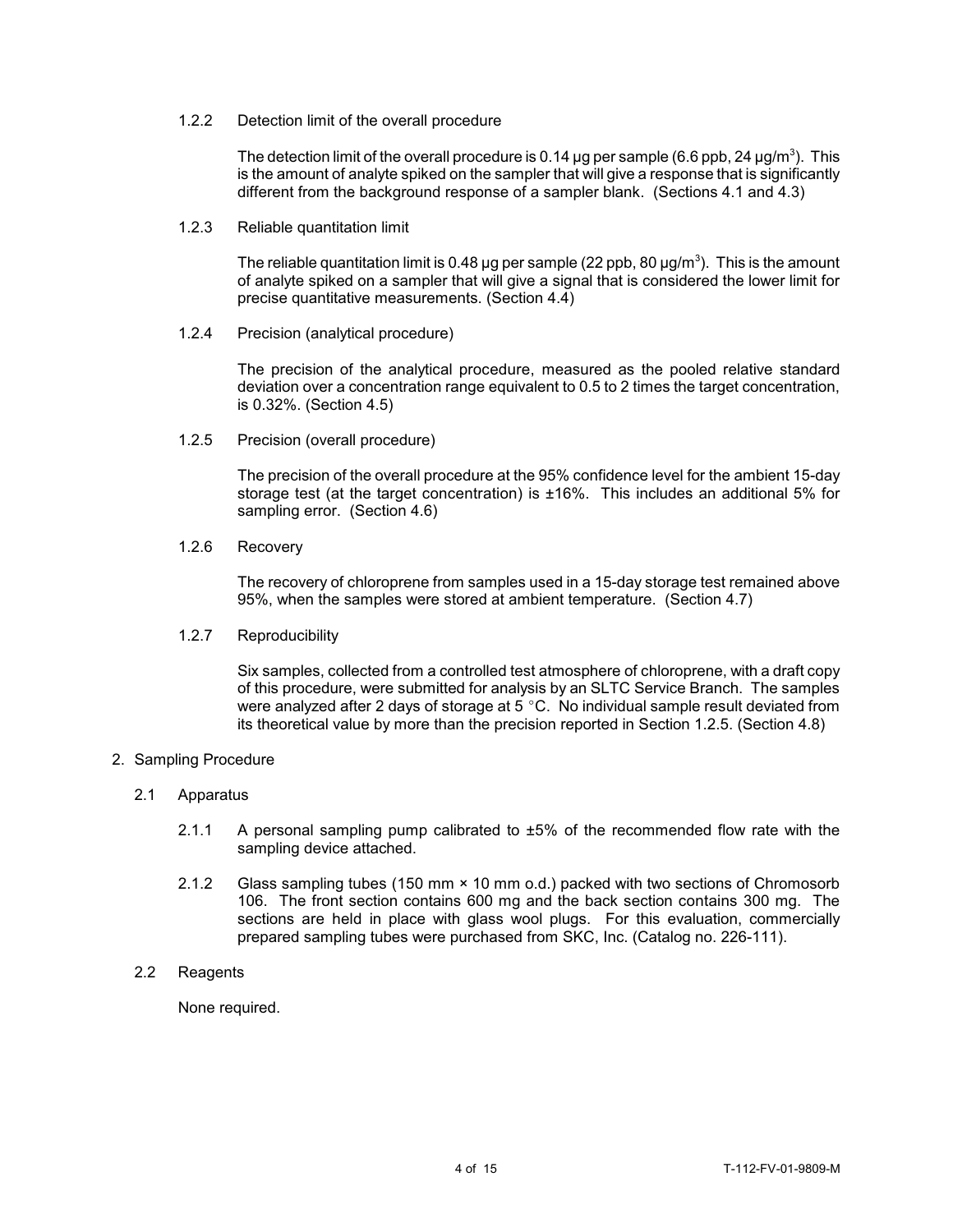#### 1.2.2 Detection limit of the overall procedure

The detection limit of the overall procedure is 0.14 µg per sample (6.6 ppb, 24 µg/m$^3$). This is the amount of analyte spiked on the sampler that will give a response that is significantly different from the background response of a sampler blank. (Sections 4.1 and 4.3)

#### 1.2.3 Reliable quantitation limit

The reliable quantitation limit is 0.48 µg per sample (22 ppb, 80 µg/m$^3$). This is the amount of analyte spiked on a sampler that will give a signal that is considered the lower limit for precise quantitative measurements. (Section 4.4)

#### 1.2.4 Precision (analytical procedure)

The precision of the analytical procedure, measured as the pooled relative standard deviation over a concentration range equivalent to 0.5 to 2 times the target concentration, is 0.32%. (Section 4.5)

#### 1.2.5 Precision (overall procedure)

The precision of the overall procedure at the 95% confidence level for the ambient 15-day storage test (at the target concentration) is ±16%. This includes an additional 5% for sampling error. (Section 4.6)

#### 1.2.6 Recovery

The recovery of chloroprene from samples used in a 15-day storage test remained above 95%, when the samples were stored at ambient temperature. (Section 4.7)

#### 1.2.7 Reproducibility

Six samples, collected from a controlled test atmosphere of chloroprene, with a draft copy of this procedure, were submitted for analysis by an SLTC Service Branch. The samples were analyzed after 2 days of storage at 5 °C. No individual sample result deviated from its theoretical value by more than the precision reported in Section 1.2.5. (Section 4.8)

## 2. Sampling Procedure

### 2.1 Apparatus

2.1.1 A personal sampling pump calibrated to ±5% of the recommended flow rate with the sampling device attached.

2.1.2 Glass sampling tubes (150 mm × 10 mm o.d.) packed with two sections of Chromosorb 106. The front section contains 600 mg and the back section contains 300 mg. The sections are held in place with glass wool plugs. For this evaluation, commercially prepared sampling tubes were purchased from SKC, Inc. (Catalog no. 226-111).

### 2.2 Reagents

None required.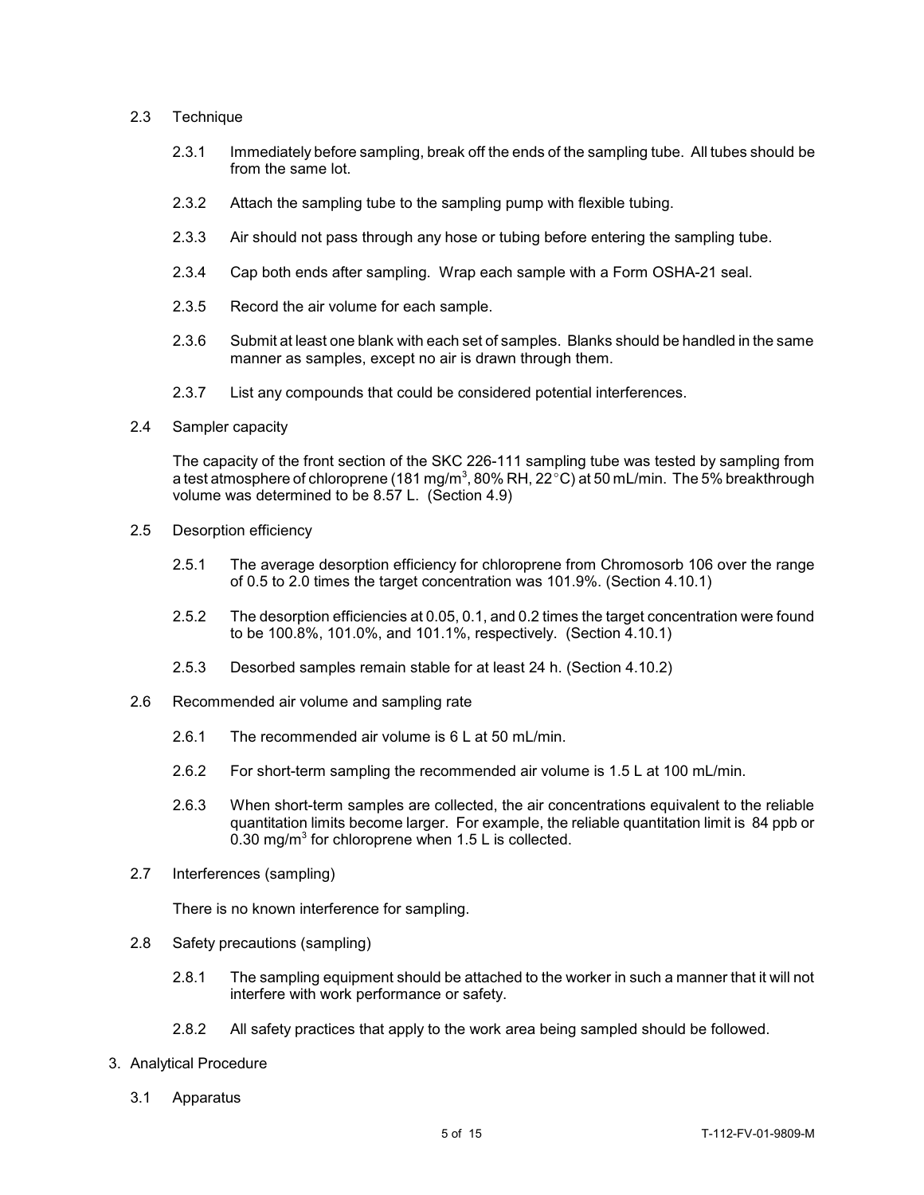### 2.3 Technique

2.3.1 Immediately before sampling, break off the ends of the sampling tube. All tubes should be from the same lot.

2.3.2 Attach the sampling tube to the sampling pump with flexible tubing.

2.3.3 Air should not pass through any hose or tubing before entering the sampling tube.

2.3.4 Cap both ends after sampling. Wrap each sample with a Form OSHA-21 seal.

2.3.5 Record the air volume for each sample.

2.3.6 Submit at least one blank with each set of samples. Blanks should be handled in the same manner as samples, except no air is drawn through them.

2.3.7 List any compounds that could be considered potential interferences.

### 2.4 Sampler capacity

The capacity of the front section of the SKC 226-111 sampling tube was tested by sampling from a test atmosphere of chloroprene (181 mg/m$^3$, 80% RH, 22°C) at 50 mL/min. The 5% breakthrough volume was determined to be 8.57 L. (Section 4.9)

### 2.5 Desorption efficiency

2.5.1 The average desorption efficiency for chloroprene from Chromosorb 106 over the range of 0.5 to 2.0 times the target concentration was 101.9%. (Section 4.10.1)

2.5.2 The desorption efficiencies at 0.05, 0.1, and 0.2 times the target concentration were found to be 100.8%, 101.0%, and 101.1%, respectively. (Section 4.10.1)

2.5.3 Desorbed samples remain stable for at least 24 h. (Section 4.10.2)

### 2.6 Recommended air volume and sampling rate

2.6.1 The recommended air volume is 6 L at 50 mL/min.

2.6.2 For short-term sampling the recommended air volume is 1.5 L at 100 mL/min.

2.6.3 When short-term samples are collected, the air concentrations equivalent to the reliable quantitation limits become larger. For example, the reliable quantitation limit is 84 ppb or 0.30 mg/m$^3$ for chloroprene when 1.5 L is collected.

### 2.7 Interferences (sampling)

There is no known interference for sampling.

### 2.8 Safety precautions (sampling)

2.8.1 The sampling equipment should be attached to the worker in such a manner that it will not interfere with work performance or safety.

2.8.2 All safety practices that apply to the work area being sampled should be followed.

## 3. Analytical Procedure

### 3.1 Apparatus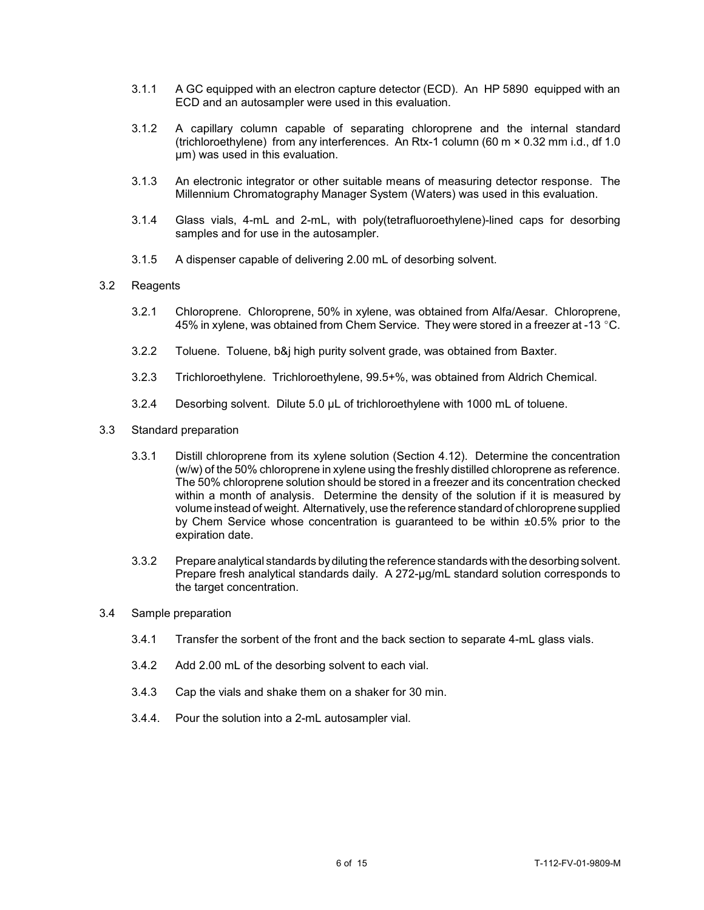3.1.1 A GC equipped with an electron capture detector (ECD). An HP 5890 equipped with an ECD and an autosampler were used in this evaluation.

3.1.2 A capillary column capable of separating chloroprene and the internal standard (trichloroethylene) from any interferences. An Rtx-1 column (60 m × 0.32 mm i.d., df 1.0 μm) was used in this evaluation.

3.1.3 An electronic integrator or other suitable means of measuring detector response. The Millennium Chromatography Manager System (Waters) was used in this evaluation.

3.1.4 Glass vials, 4-mL and 2-mL, with poly(tetrafluoroethylene)-lined caps for desorbing samples and for use in the autosampler.

3.1.5 A dispenser capable of delivering 2.00 mL of desorbing solvent.

3.2 Reagents

3.2.1 Chloroprene. Chloroprene, 50% in xylene, was obtained from Alfa/Aesar. Chloroprene, 45% in xylene, was obtained from Chem Service. They were stored in a freezer at -13 °C.

3.2.2 Toluene. Toluene, b&j high purity solvent grade, was obtained from Baxter.

3.2.3 Trichloroethylene. Trichloroethylene, 99.5+%, was obtained from Aldrich Chemical.

3.2.4 Desorbing solvent. Dilute 5.0 μL of trichloroethylene with 1000 mL of toluene.

3.3 Standard preparation

3.3.1 Distill chloroprene from its xylene solution (Section 4.12). Determine the concentration (w/w) of the 50% chloroprene in xylene using the freshly distilled chloroprene as reference. The 50% chloroprene solution should be stored in a freezer and its concentration checked within a month of analysis. Determine the density of the solution if it is measured by volume instead of weight. Alternatively, use the reference standard of chloroprene supplied by Chem Service whose concentration is guaranteed to be within ±0.5% prior to the expiration date.

3.3.2 Prepare analytical standards by diluting the reference standards with the desorbing solvent. Prepare fresh analytical standards daily. A 272-μg/mL standard solution corresponds to the target concentration.

3.4 Sample preparation

3.4.1 Transfer the sorbent of the front and the back section to separate 4-mL glass vials.

3.4.2 Add 2.00 mL of the desorbing solvent to each vial.

3.4.3 Cap the vials and shake them on a shaker for 30 min.

3.4.4. Pour the solution into a 2-mL autosampler vial.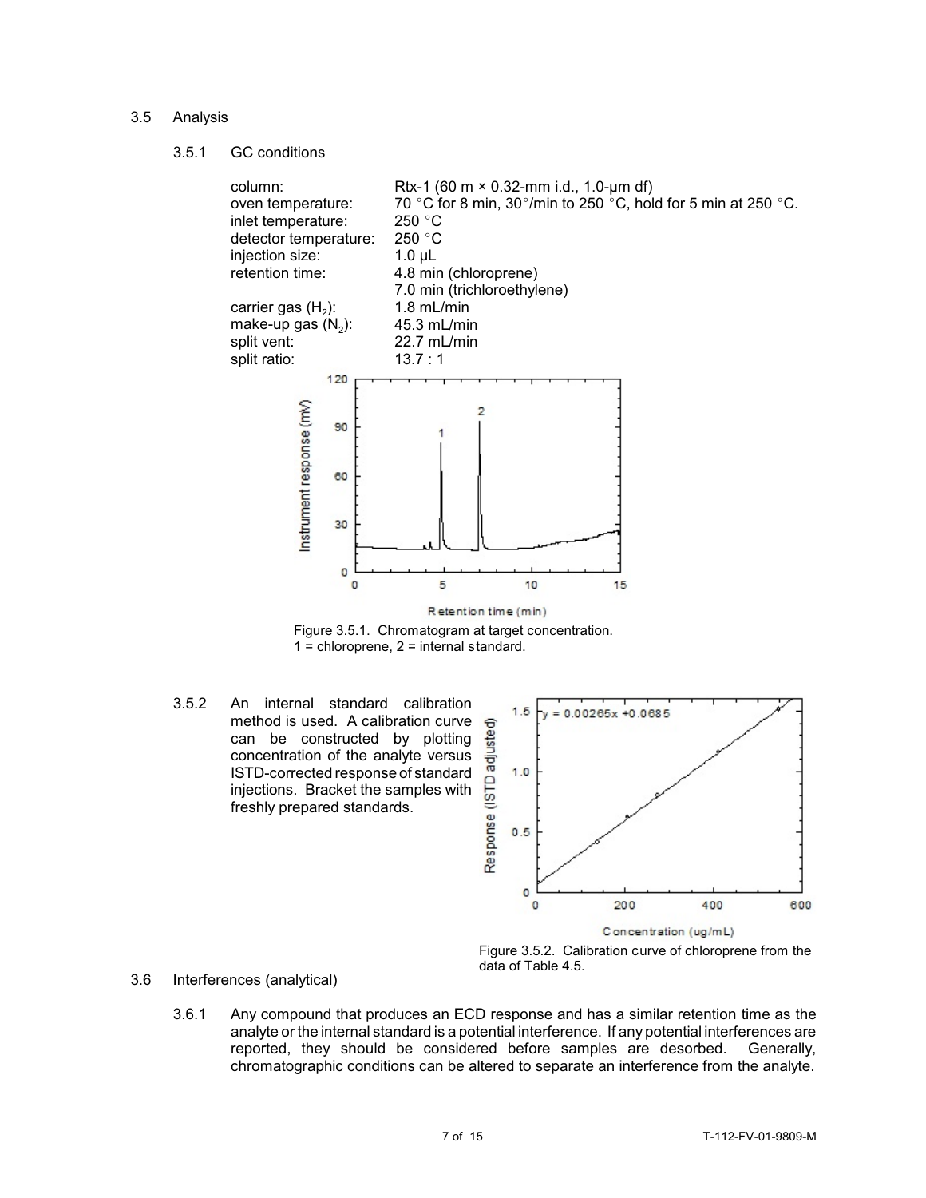3.5 Analysis

3.5.1 GC conditions

| | |
|---|---|
| column: | Rtx-1 (60 m × 0.32-mm i.d., 1.0-µm df) |
| oven temperature: | 70 °C for 8 min, 30°/min to 250 °C, hold for 5 min at 250 °C. |
| inlet temperature: | 250 °C |
| detector temperature: | 250 °C |
| injection size: | 1.0 µL |
| retention time: | 4.8 min (chloroprene)<br>7.0 min (trichloroethylene) |
| carrier gas ($H_2$): | 1.8 mL/min |
| make-up gas ($N_2$): | 45.3 mL/min |
| split vent: | 22.7 mL/min |
| split ratio: | 13.7 : 1 |

Figure 3.5.1. Chromatogram at target concentration.
1 = chloroprene, 2 = internal standard.

3.5.2 An internal standard calibration method is used. A calibration curve can be constructed by plotting concentration of the analyte versus ISTD-corrected response of standard injections. Bracket the samples with freshly prepared standards.

Figure 3.5.2. Calibration curve of chloroprene from the data of Table 4.5.

3.6 Interferences (analytical)

3.6.1 Any compound that produces an ECD response and has a similar retention time as the analyte or the internal standard is a potential interference. If any potential interferences are reported, they should be considered before samples are desorbed. Generally, chromatographic conditions can be altered to separate an interference from the analyte.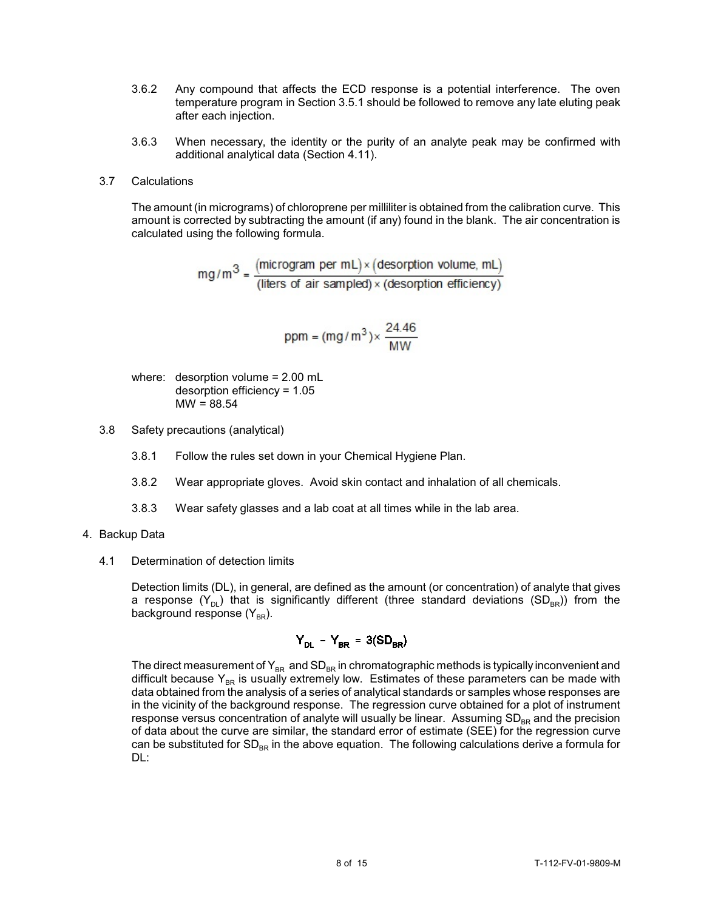3.6.2 Any compound that affects the ECD response is a potential interference. The oven temperature program in Section 3.5.1 should be followed to remove any late eluting peak after each injection.

3.6.3 When necessary, the identity or the purity of an analyte peak may be confirmed with additional analytical data (Section 4.11).

### 3.7 Calculations

The amount (in micrograms) of chloroprene per milliliter is obtained from the calibration curve. This amount is corrected by subtracting the amount (if any) found in the blank. The air concentration is calculated using the following formula.

$$mg/m^3 = \frac{(\text{microgram per mL}) \times (\text{desorption volume, mL})}{(\text{liters of air sampled}) \times (\text{desorption efficiency})}$$

$$ppm = (mg/m^3) \times \frac{24.46}{MW}$$

where: desorption volume = 2.00 mL
desorption efficiency = 1.05
MW = 88.54

### 3.8 Safety precautions (analytical)

3.8.1 Follow the rules set down in your Chemical Hygiene Plan.

3.8.2 Wear appropriate gloves. Avoid skin contact and inhalation of all chemicals.

3.8.3 Wear safety glasses and a lab coat at all times while in the lab area.

## 4. Backup Data

### 4.1 Determination of detection limits

Detection limits (DL), in general, are defined as the amount (or concentration) of analyte that gives a response ($Y_{DL}$) that is significantly different (three standard deviations ($SD_{BR}$)) from the background response ($Y_{BR}$).

$$Y_{DL} - Y_{BR} = 3(SD_{BR})$$

The direct measurement of $Y_{BR}$ and $SD_{BR}$ in chromatographic methods is typically inconvenient and difficult because $Y_{BR}$ is usually extremely low. Estimates of these parameters can be made with data obtained from the analysis of a series of analytical standards or samples whose responses are in the vicinity of the background response. The regression curve obtained for a plot of instrument response versus concentration of analyte will usually be linear. Assuming $SD_{BR}$ and the precision of data about the curve are similar, the standard error of estimate (SEE) for the regression curve can be substituted for $SD_{BR}$ in the above equation. The following calculations derive a formula for DL: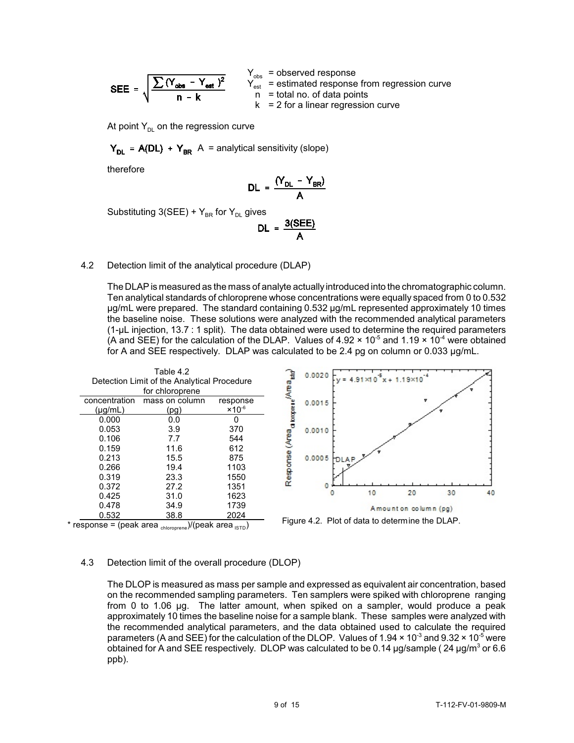$$SEE = \sqrt{\frac{\sum (Y_{obs} - Y_{est})^2}{n - k}}$$

$Y_{obs}$ = observed response
$Y_{est}$ = estimated response from regression curve
n = total no. of data points
k = 2 for a linear regression curve

At point $Y_{DL}$ on the regression curve

$$Y_{DL} = A(DL) + Y_{BR}$$ A = analytical sensitivity (slope)

therefore

$$DL = \frac{(Y_{DL} - Y_{BR})}{A}$$

Substituting $3(SEE) + Y_{BR}$ for $Y_{DL}$ gives

$$DL = \frac{3(SEE)}{A}$$

4.2 Detection limit of the analytical procedure (DLAP)

The DLAP is measured as the mass of analyte actually introduced into the chromatographic column. Ten analytical standards of chloroprene whose concentrations were equally spaced from 0 to 0.532 µg/mL were prepared. The standard containing 0.532 µg/mL represented approximately 10 times the baseline noise. These solutions were analyzed with the recommended analytical parameters (1-µL injection, 13.7 : 1 split). The data obtained were used to determine the required parameters (A and SEE) for the calculation of the DLAP. Values of $4.92 \times 10^{-5}$ and $1.19 \times 10^{-4}$ were obtained for A and SEE respectively. DLAP was calculated to be 2.4 pg on column or 0.033 µg/mL.

Table 4.2
Detection Limit of the Analytical Procedure for chloroprene

| concentration (µg/mL) | mass on column (pg) | response $\times 10^{-6}$ |
|---|---|---|
| 0.000 | 0.0 | 0 |
| 0.053 | 3.9 | 370 |
| 0.106 | 7.7 | 544 |
| 0.159 | 11.6 | 612 |
| 0.213 | 15.5 | 875 |
| 0.266 | 19.4 | 1103 |
| 0.319 | 23.3 | 1550 |
| 0.372 | 27.2 | 1351 |
| 0.425 | 31.0 | 1623 |
| 0.478 | 34.9 | 1739 |
| 0.532 | 38.8 | 2024 |

\* response = (peak area $_{chloroprene}$)/(peak area $_{ISTD}$)

Figure 4.2. Plot of data to determine the DLAP.

4.3 Detection limit of the overall procedure (DLOP)

The DLOP is measured as mass per sample and expressed as equivalent air concentration, based on the recommended sampling parameters. Ten samplers were spiked with chloroprene ranging from 0 to 1.06 µg. The latter amount, when spiked on a sampler, would produce a peak approximately 10 times the baseline noise for a sample blank. These samples were analyzed with the recommended analytical parameters, and the data obtained used to calculate the required parameters (A and SEE) for the calculation of the DLOP. Values of $1.94 \times 10^{-3}$ and $9.32 \times 10^{-5}$ were obtained for A and SEE respectively. DLOP was calculated to be 0.14 µg/sample ( 24 µg/m$^3$ or 6.6 ppb).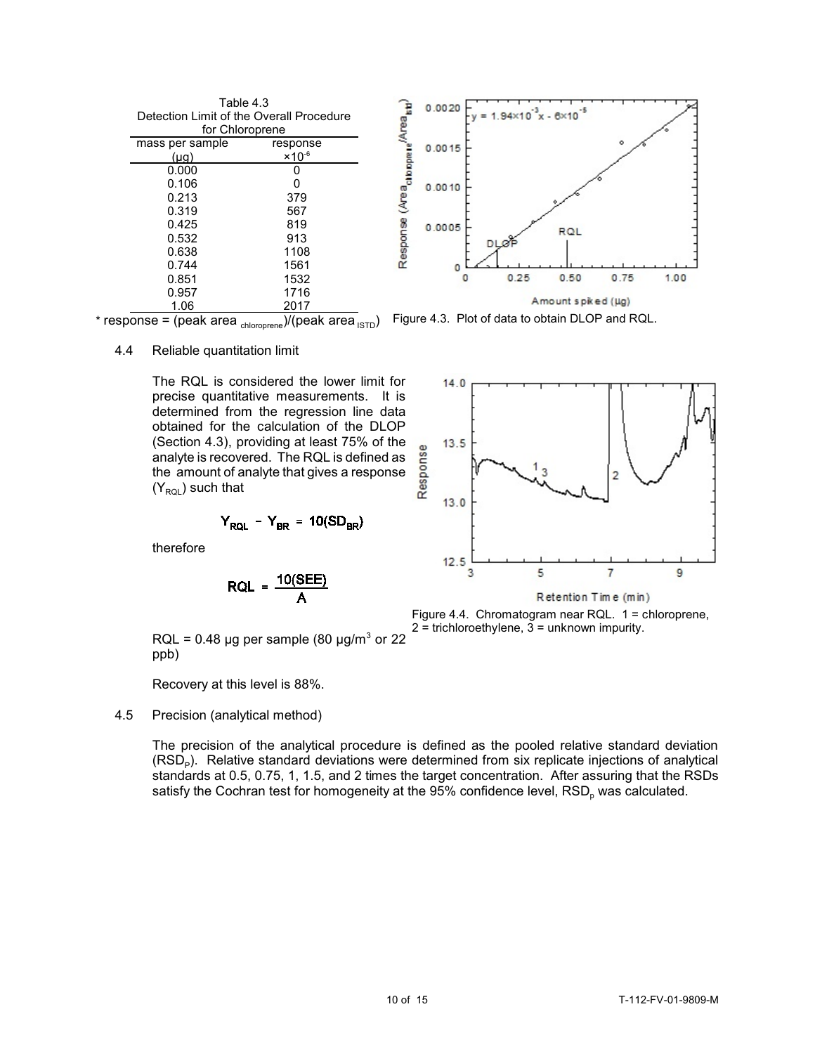Table 4.3
Detection Limit of the Overall Procedure for Chloroprene

| mass per sample (µg) | response $\times10^{-6}$ |
|---|---|
| 0.000 | 0 |
| 0.106 | 0 |
| 0.213 | 379 |
| 0.319 | 567 |
| 0.425 | 819 |
| 0.532 | 913 |
| 0.638 | 1108 |
| 0.744 | 1561 |
| 0.851 | 1532 |
| 0.957 | 1716 |
| 1.06 | 2017 |

\* response = (peak area $_{chloroprene}$)/(peak area $_{ISTD}$)

Figure 4.3. Plot of data to obtain DLOP and RQL.

### 4.4 Reliable quantitation limit

The RQL is considered the lower limit for precise quantitative measurements. It is determined from the regression line data obtained for the calculation of the DLOP (Section 4.3), providing at least 75% of the analyte is recovered. The RQL is defined as the amount of analyte that gives a response ($Y_{RQL}$) such that

$$Y_{RQL} - Y_{BR} = 10(SD_{BR})$$

therefore

$$RQL = \frac{10(SEE)}{A}$$

RQL = 0.48 µg per sample (80 µg/m$^3$ or 22 ppb)

Recovery at this level is 88%.

Figure 4.4. Chromatogram near RQL. 1 = chloroprene, 2 = trichloroethylene, 3 = unknown impurity.

### 4.5 Precision (analytical method)

The precision of the analytical procedure is defined as the pooled relative standard deviation ($RSD_P$). Relative standard deviations were determined from six replicate injections of analytical standards at 0.5, 0.75, 1, 1.5, and 2 times the target concentration. After assuring that the RSDs satisfy the Cochran test for homogeneity at the 95% confidence level, $RSD_p$ was calculated.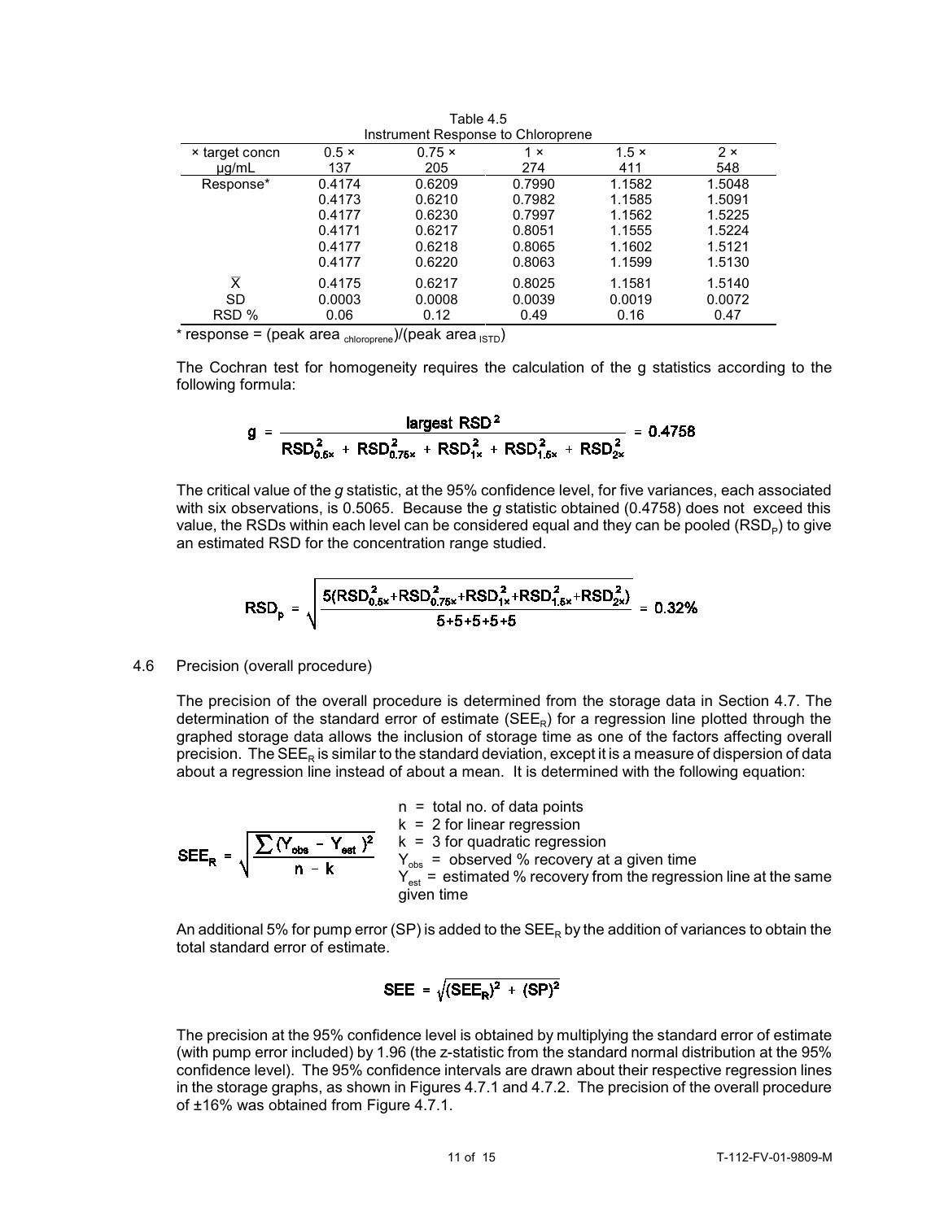Table 4.5
Instrument Response to Chloroprene

| × target concn µg/mL | 0.5 × 137 | 0.75 × 205 | 1 × 274 | 1.5 × 411 | 2 × 548 |
|---|---|---|---|---|---|
| Response* | 0.4174 | 0.6209 | 0.7990 | 1.1582 | 1.5048 |
| | 0.4173 | 0.6210 | 0.7982 | 1.1585 | 1.5091 |
| | 0.4177 | 0.6230 | 0.7997 | 1.1562 | 1.5225 |
| | 0.4171 | 0.6217 | 0.8051 | 1.1555 | 1.5224 |
| | 0.4177 | 0.6218 | 0.8065 | 1.1602 | 1.5121 |
| | 0.4177 | 0.6220 | 0.8063 | 1.1599 | 1.5130 |
| $\overline{X}$ | 0.4175 | 0.6217 | 0.8025 | 1.1581 | 1.5140 |
| SD | 0.0003 | 0.0008 | 0.0039 | 0.0019 | 0.0072 |
| RSD % | 0.06 | 0.12 | 0.49 | 0.16 | 0.47 |

* response = (peak area $_{chloroprene}$)/(peak area $_{ISTD}$)

The Cochran test for homogeneity requires the calculation of the g statistics according to the following formula:

$$g = \frac{\text{largest RSD}^2}{RSD_{0.5\times}^2 + RSD_{0.75\times}^2 + RSD_{1\times}^2 + RSD_{1.5\times}^2 + RSD_{2\times}^2} = 0.4758$$

The critical value of the *g* statistic, at the 95% confidence level, for five variances, each associated with six observations, is 0.5065. Because the *g* statistic obtained (0.4758) does not exceed this value, the RSDs within each level can be considered equal and they can be pooled ($RSD_P$) to give an estimated RSD for the concentration range studied.

$$RSD_p = \sqrt{\frac{5(RSD_{0.5\times}^2 + RSD_{0.75\times}^2 + RSD_{1\times}^2 + RSD_{1.5\times}^2 + RSD_{2\times}^2)}{5+5+5+5+5}} = 0.32\%$$

4.6 Precision (overall procedure)

The precision of the overall procedure is determined from the storage data in Section 4.7. The determination of the standard error of estimate ($SEE_R$) for a regression line plotted through the graphed storage data allows the inclusion of storage time as one of the factors affecting overall precision. The $SEE_R$ is similar to the standard deviation, except it is a measure of dispersion of data about a regression line instead of about a mean. It is determined with the following equation:

$$SEE_R = \sqrt{\frac{\sum (Y_{obs} - Y_{est})^2}{n - k}}$$

n = total no. of data points
k = 2 for linear regression
k = 3 for quadratic regression
$Y_{obs}$ = observed % recovery at a given time
$Y_{est}$ = estimated % recovery from the regression line at the same given time

An additional 5% for pump error (SP) is added to the $SEE_R$ by the addition of variances to obtain the total standard error of estimate.

$$SEE = \sqrt{(SEE_R)^2 + (SP)^2}$$

The precision at the 95% confidence level is obtained by multiplying the standard error of estimate (with pump error included) by 1.96 (the z-statistic from the standard normal distribution at the 95% confidence level). The 95% confidence intervals are drawn about their respective regression lines in the storage graphs, as shown in Figures 4.7.1 and 4.7.2. The precision of the overall procedure of ±16% was obtained from Figure 4.7.1.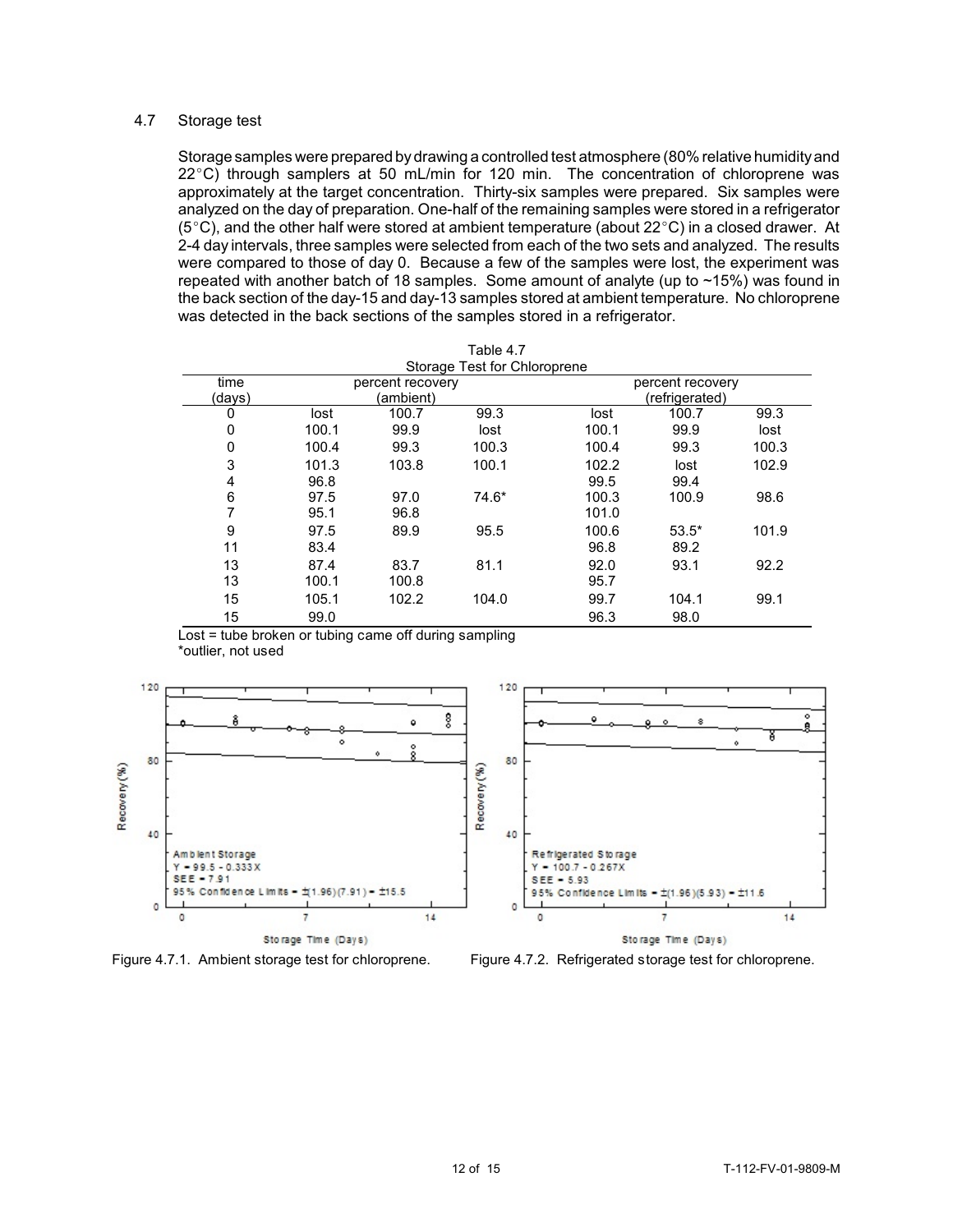4.7 Storage test

Storage samples were prepared by drawing a controlled test atmosphere (80% relative humidity and 22°C) through samplers at 50 mL/min for 120 min. The concentration of chloroprene was approximately at the target concentration. Thirty-six samples were prepared. Six samples were analyzed on the day of preparation. One-half of the remaining samples were stored in a refrigerator (5°C), and the other half were stored at ambient temperature (about 22°C) in a closed drawer. At 2-4 day intervals, three samples were selected from each of the two sets and analyzed. The results were compared to those of day 0. Because a few of the samples were lost, the experiment was repeated with another batch of 18 samples. Some amount of analyte (up to ~15%) was found in the back section of the day-15 and day-13 samples stored at ambient temperature. No chloroprene was detected in the back sections of the samples stored in a refrigerator.

Table 4.7
Storage Test for Chloroprene

| time (days) | percent recovery (ambient) | | | percent recovery (refrigerated) | | |
|---|---|---|---|---|---|---|
| 0 | lost | 100.7 | 99.3 | lost | 100.7 | 99.3 |
| 0 | 100.1 | 99.9 | lost | 100.1 | 99.9 | lost |
| 0 | 100.4 | 99.3 | 100.3 | 100.4 | 99.3 | 100.3 |
| 3 | 101.3 | 103.8 | 100.1 | 102.2 | lost | 102.9 |
| 4 | 96.8 | | | 99.5 | 99.4 | |
| 6 | 97.5 | 97.0 | 74.6* | 100.3 | 100.9 | 98.6 |
| 7 | 95.1 | 96.8 | | 101.0 | | |
| 9 | 97.5 | 89.9 | 95.5 | 100.6 | 53.5* | 101.9 |
| 11 | 83.4 | | | 96.8 | 89.2 | |
| 13 | 87.4 | 83.7 | 81.1 | 92.0 | 93.1 | 92.2 |
| 13 | 100.1 | 100.8 | | 95.7 | | |
| 15 | 105.1 | 102.2 | 104.0 | 99.7 | 104.1 | 99.1 |
| 15 | 99.0 | | | 96.3 | 98.0 | |

Lost = tube broken or tubing came off during sampling
*outlier, not used

Ambient Storage
$Y = 99.5 - 0.333X$
$SEE = 7.91$
95% Confidence Limits = $\pm(1.96)(7.91) = \pm 15.5$

Figure 4.7.1. Ambient storage test for chloroprene.

Refrigerated Storage
$Y = 100.7 - 0.267X$
$SEE = 5.93$
95% Confidence Limits = $\pm(1.96)(5.93) = \pm 11.6$

Figure 4.7.2. Refrigerated storage test for chloroprene.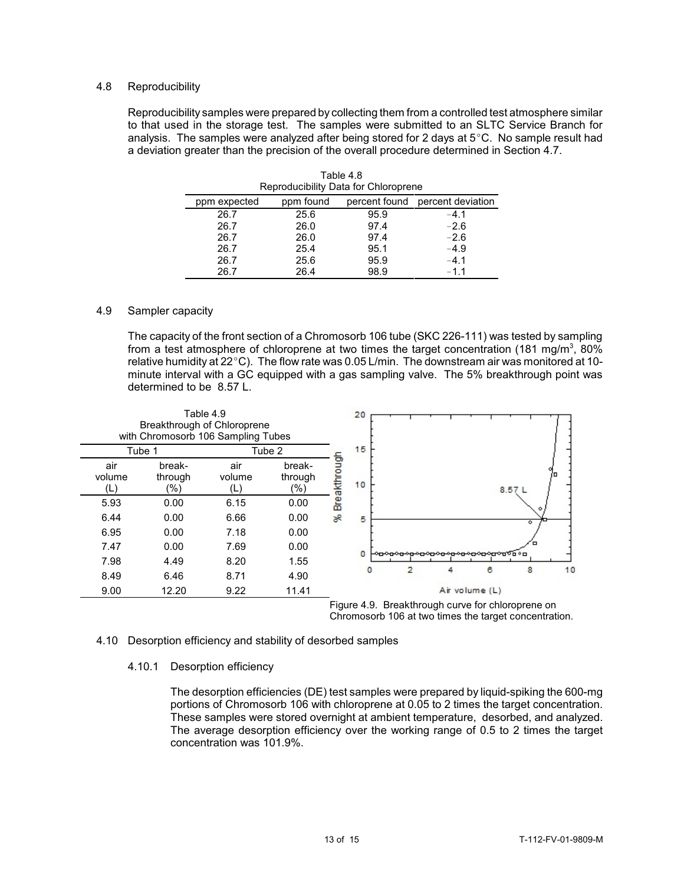## 4.8 Reproducibility

Reproducibility samples were prepared by collecting them from a controlled test atmosphere similar to that used in the storage test. The samples were submitted to an SLTC Service Branch for analysis. The samples were analyzed after being stored for 2 days at 5°C. No sample result had a deviation greater than the precision of the overall procedure determined in Section 4.7.

Table 4.8
Reproducibility Data for Chloroprene

| ppm expected | ppm found | percent found | percent deviation |
|---|---|---|---|
| 26.7 | 25.6 | 95.9 | −4.1 |
| 26.7 | 26.0 | 97.4 | −2.6 |
| 26.7 | 26.0 | 97.4 | −2.6 |
| 26.7 | 25.4 | 95.1 | −4.9 |
| 26.7 | 25.6 | 95.9 | −4.1 |
| 26.7 | 26.4 | 98.9 | −1.1 |

## 4.9 Sampler capacity

The capacity of the front section of a Chromosorb 106 tube (SKC 226-111) was tested by sampling from a test atmosphere of chloroprene at two times the target concentration (181 mg/m$^3$, 80% relative humidity at 22°C). The flow rate was 0.05 L/min. The downstream air was monitored at 10-minute interval with a GC equipped with a gas sampling valve. The 5% breakthrough point was determined to be 8.57 L.

Table 4.9
Breakthrough of Chloroprene
with Chromosorb 106 Sampling Tubes

| Tube 1 | | Tube 2 | |
|---|---|---|---|
| air volume (L) | break-through (%) | air volume (L) | break-through (%) |
| 5.93 | 0.00 | 6.15 | 0.00 |
| 6.44 | 0.00 | 6.66 | 0.00 |
| 6.95 | 0.00 | 7.18 | 0.00 |
| 7.47 | 0.00 | 7.69 | 0.00 |
| 7.98 | 4.49 | 8.20 | 1.55 |
| 8.49 | 6.46 | 8.71 | 4.90 |
| 9.00 | 12.20 | 9.22 | 11.41 |

Figure 4.9. Breakthrough curve for chloroprene on Chromosorb 106 at two times the target concentration.

## 4.10 Desorption efficiency and stability of desorbed samples

### 4.10.1 Desorption efficiency

The desorption efficiencies (DE) test samples were prepared by liquid-spiking the 600-mg portions of Chromosorb 106 with chloroprene at 0.05 to 2 times the target concentration. These samples were stored overnight at ambient temperature, desorbed, and analyzed. The average desorption efficiency over the working range of 0.5 to 2 times the target concentration was 101.9%.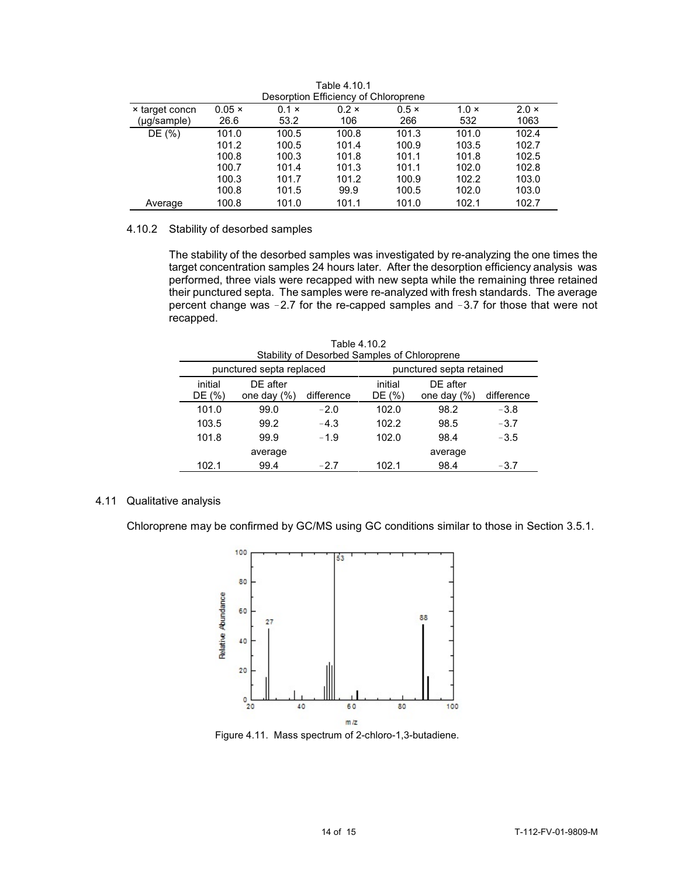Table 4.10.1
Desorption Efficiency of Chloroprene

| × target concn (µg/sample) | 0.05 × 26.6 | 0.1 × 53.2 | 0.2 × 106 | 0.5 × 266 | 1.0 × 532 | 2.0 × 1063 |
|---|---|---|---|---|---|---|
| DE (%) | 101.0 | 100.5 | 100.8 | 101.3 | 101.0 | 102.4 |
| | 101.2 | 100.5 | 101.4 | 100.9 | 103.5 | 102.7 |
| | 100.8 | 100.3 | 101.8 | 101.1 | 101.8 | 102.5 |
| | 100.7 | 101.4 | 101.3 | 101.1 | 102.0 | 102.8 |
| | 100.3 | 101.7 | 101.2 | 100.9 | 102.2 | 103.0 |
| | 100.8 | 101.5 | 99.9 | 100.5 | 102.0 | 103.0 |
| Average | 100.8 | 101.0 | 101.1 | 101.0 | 102.1 | 102.7 |

4.10.2 Stability of desorbed samples

The stability of the desorbed samples was investigated by re-analyzing the one times the target concentration samples 24 hours later. After the desorption efficiency analysis was performed, three vials were recapped with new septa while the remaining three retained their punctured septa. The samples were re-analyzed with fresh standards. The average percent change was −2.7 for the re-capped samples and −3.7 for those that were not recapped.

Table 4.10.2
Stability of Desorbed Samples of Chloroprene

| punctured septa replaced | | | punctured septa retained | | |
|---|---|---|---|---|---|
| initial DE (%) | DE after one day (%) | difference | initial DE (%) | DE after one day (%) | difference |
| 101.0 | 99.0 | −2.0 | 102.0 | 98.2 | −3.8 |
| 103.5 | 99.2 | −4.3 | 102.2 | 98.5 | −3.7 |
| 101.8 | 99.9 | −1.9 | 102.0 | 98.4 | −3.5 |
| | average | | | average | |
| 102.1 | 99.4 | −2.7 | 102.1 | 98.4 | −3.7 |

## 4.11 Qualitative analysis

Chloroprene may be confirmed by GC/MS using GC conditions similar to those in Section 3.5.1.

Figure 4.11. Mass spectrum of 2-chloro-1,3-butadiene.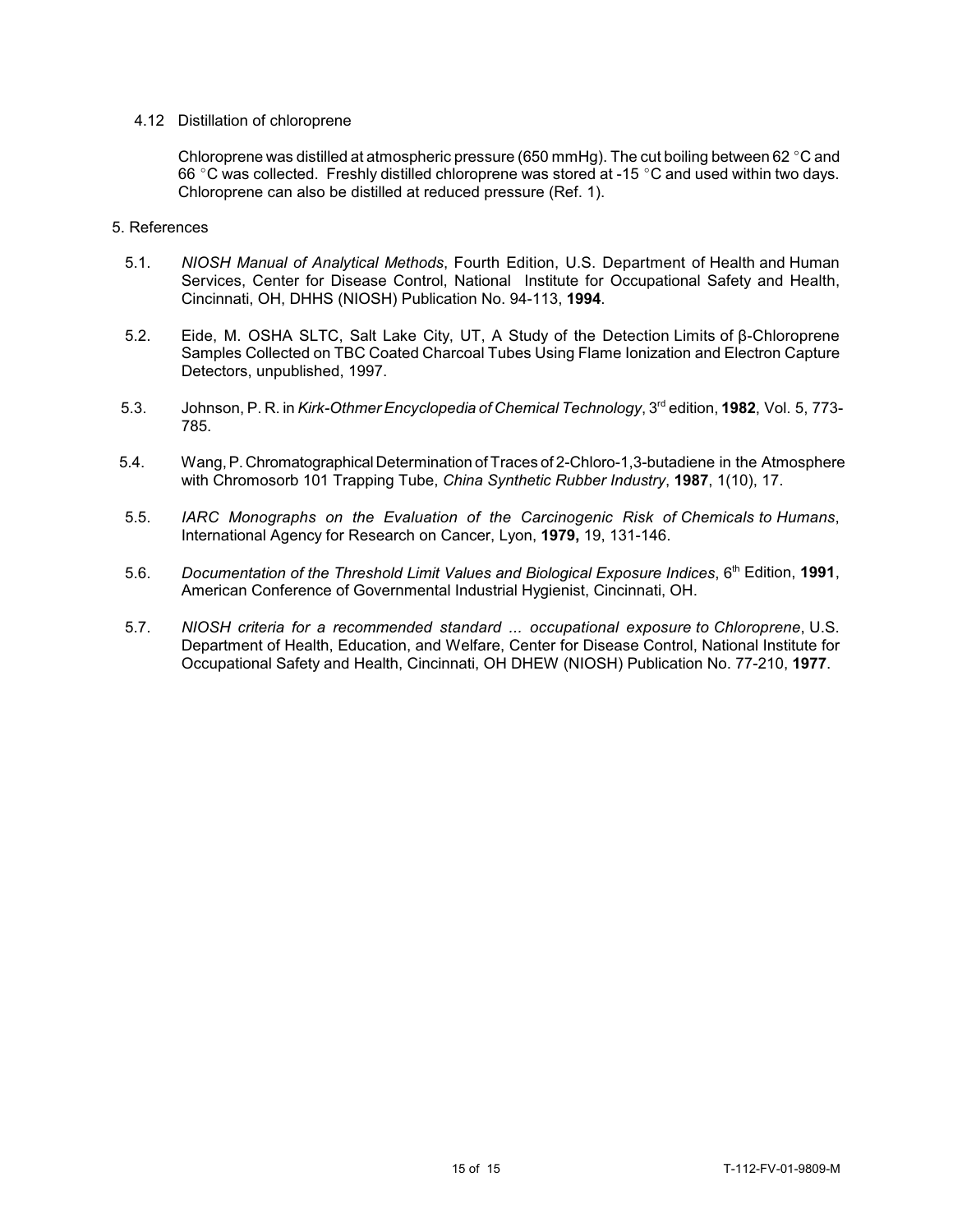### 4.12 Distillation of chloroprene

Chloroprene was distilled at atmospheric pressure (650 mmHg). The cut boiling between 62 °C and 66 °C was collected. Freshly distilled chloroprene was stored at -15 °C and used within two days. Chloroprene can also be distilled at reduced pressure (Ref. 1).

## 5. References

5.1. *NIOSH Manual of Analytical Methods*, Fourth Edition, U.S. Department of Health and Human Services, Center for Disease Control, National Institute for Occupational Safety and Health, Cincinnati, OH, DHHS (NIOSH) Publication No. 94-113, **1994**.

5.2. Eide, M. OSHA SLTC, Salt Lake City, UT, A Study of the Detection Limits of β-Chloroprene Samples Collected on TBC Coated Charcoal Tubes Using Flame Ionization and Electron Capture Detectors, unpublished, 1997.

5.3. Johnson, P. R. in *Kirk-Othmer Encyclopedia of Chemical Technology*, 3rd edition, **1982**, Vol. 5, 773-785.

5.4. Wang, P. Chromatographical Determination of Traces of 2-Chloro-1,3-butadiene in the Atmosphere with Chromosorb 101 Trapping Tube, *China Synthetic Rubber Industry*, **1987**, 1(10), 17.

5.5. *IARC Monographs on the Evaluation of the Carcinogenic Risk of Chemicals to Humans*, International Agency for Research on Cancer, Lyon, **1979,** 19, 131-146.

5.6. *Documentation of the Threshold Limit Values and Biological Exposure Indices*, 6th Edition, **1991**, American Conference of Governmental Industrial Hygienist, Cincinnati, OH.

5.7. *NIOSH criteria for a recommended standard ... occupational exposure to Chloroprene*, U.S. Department of Health, Education, and Welfare, Center for Disease Control, National Institute for Occupational Safety and Health, Cincinnati, OH DHEW (NIOSH) Publication No. 77-210, **1977**.